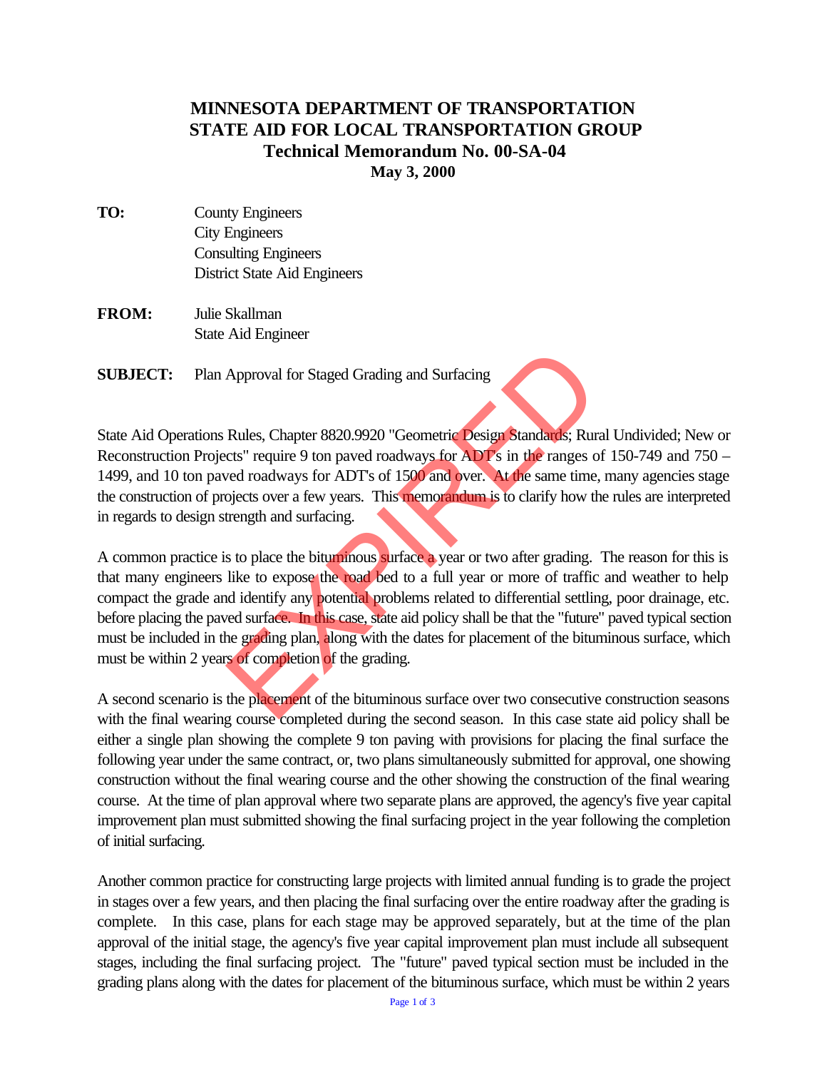# MINNESOTA DEPARTMENT OF TRANSPORTATION
# STATE AID FOR LOCAL TRANSPORTATION GROUP
## Technical Memorandum No. 00-SA-04
**May 3, 2000**

**TO:** County Engineers
City Engineers
Consulting Engineers
District State Aid Engineers

**FROM:** Julie Skallman
State Aid Engineer

**SUBJECT:** Plan Approval for Staged Grading and Surfacing

EXPIRED

State Aid Operations Rules, Chapter 8820.9920 "Geometric Design Standards; Rural Undivided; New or Reconstruction Projects" require 9 ton paved roadways for ADT's in the ranges of 150-749 and 750 – 1499, and 10 ton paved roadways for ADT's of 1500 and over. At the same time, many agencies stage the construction of projects over a few years. This memorandum is to clarify how the rules are interpreted in regards to design strength and surfacing.

A common practice is to place the bituminous surface a year or two after grading. The reason for this is that many engineers like to expose the road bed to a full year or more of traffic and weather to help compact the grade and identify any potential problems related to differential settling, poor drainage, etc. before placing the paved surface. In this case, state aid policy shall be that the "future" paved typical section must be included in the grading plan, along with the dates for placement of the bituminous surface, which must be within 2 years of completion of the grading.

A second scenario is the placement of the bituminous surface over two consecutive construction seasons with the final wearing course completed during the second season. In this case state aid policy shall be either a single plan showing the complete 9 ton paving with provisions for placing the final surface the following year under the same contract, or, two plans simultaneously submitted for approval, one showing construction without the final wearing course and the other showing the construction of the final wearing course. At the time of plan approval where two separate plans are approved, the agency's five year capital improvement plan must submitted showing the final surfacing project in the year following the completion of initial surfacing.

Another common practice for constructing large projects with limited annual funding is to grade the project in stages over a few years, and then placing the final surfacing over the entire roadway after the grading is complete. In this case, plans for each stage may be approved separately, but at the time of the plan approval of the initial stage, the agency's five year capital improvement plan must include all subsequent stages, including the final surfacing project. The "future" paved typical section must be included in the grading plans along with the dates for placement of the bituminous surface, which must be within 2 years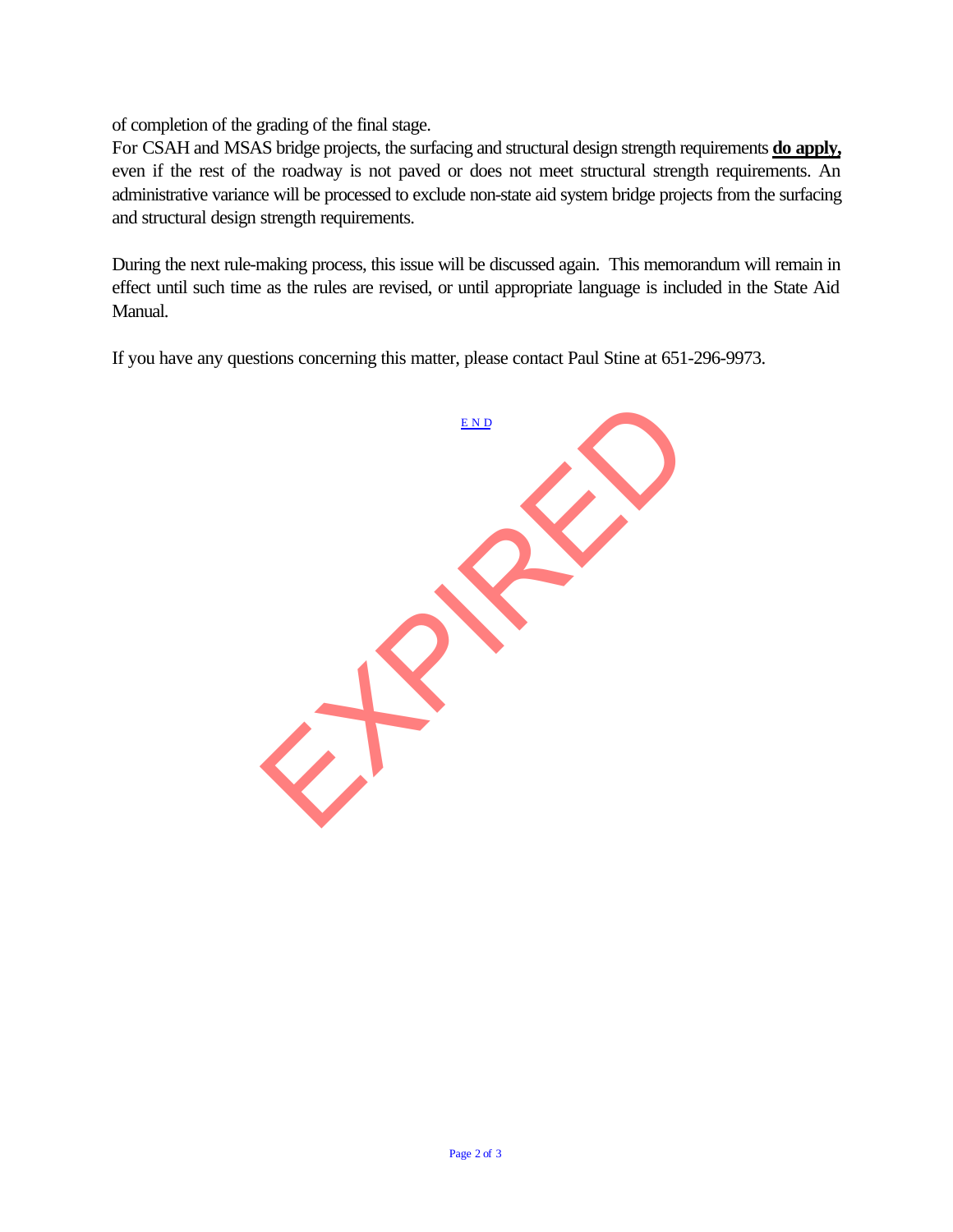of completion of the grading of the final stage.

For CSAH and MSAS bridge projects, the surfacing and structural design strength requirements **do apply,** even if the rest of the roadway is not paved or does not meet structural strength requirements. An administrative variance will be processed to exclude non-state aid system bridge projects from the surfacing and structural design strength requirements.

During the next rule-making process, this issue will be discussed again. This memorandum will remain in effect until such time as the rules are revised, or until appropriate language is included in the State Aid Manual.

If you have any questions concerning this matter, please contact Paul Stine at 651-296-9973.

END

EXPIRED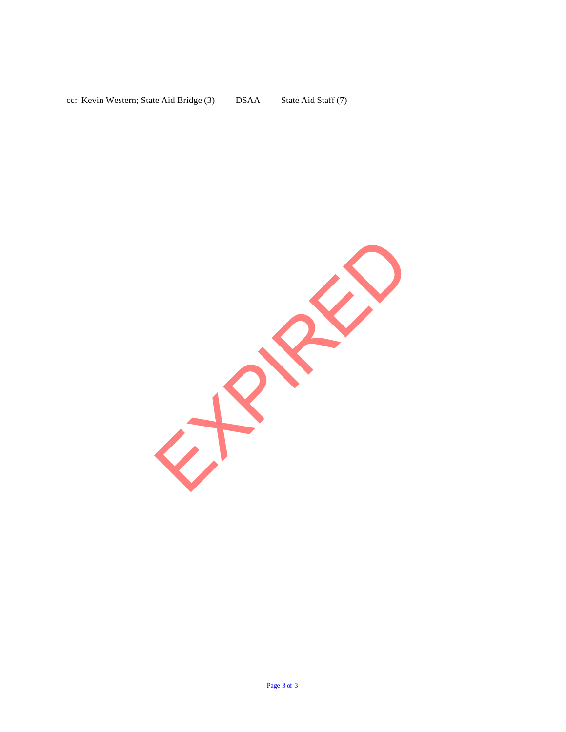cc: Kevin Western; State Aid Bridge (3) DSAA State Aid Staff (7)

EXPIRED